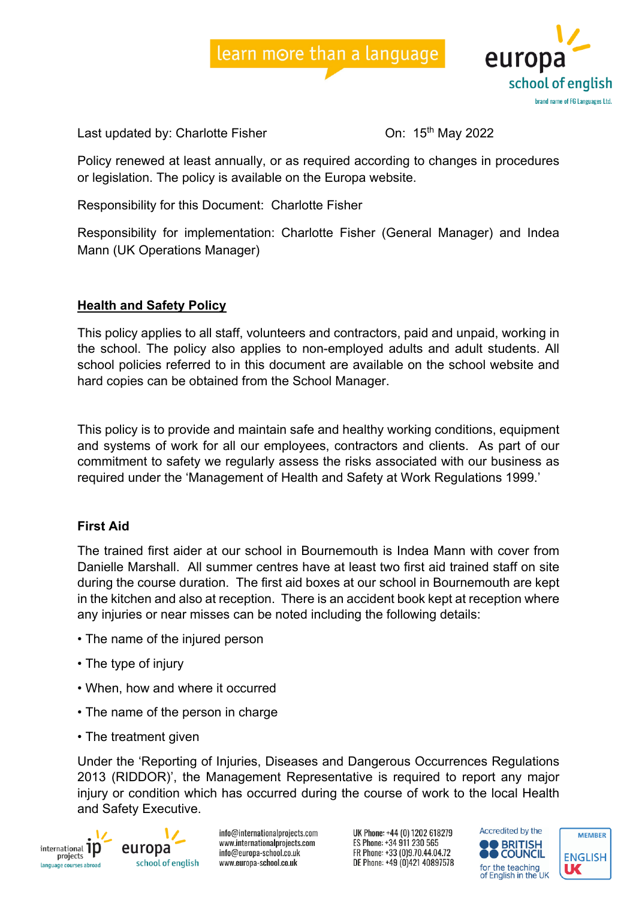Last updated by: Charlotte Fisher On: 15th May 2022

Policy renewed at least annually, or as required according to changes in procedures or legislation. The policy is available on the Europa website.

Responsibility for this Document: Charlotte Fisher

Responsibility for implementation: Charlotte Fisher (General Manager) and Indea Mann (UK Operations Manager)

## Health and Safety Policy

This policy applies to all staff, volunteers and contractors, paid and unpaid, working in the school. The policy also applies to non-employed adults and adult students. All school policies referred to in this document are available on the school website and hard copies can be obtained from the School Manager.

This policy is to provide and maintain safe and healthy working conditions, equipment and systems of work for all our employees, contractors and clients. As part of our commitment to safety we regularly assess the risks associated with our business as required under the 'Management of Health and Safety at Work Regulations 1999.'

### First Aid

The trained first aider at our school in Bournemouth is Indea Mann with cover from Danielle Marshall. All summer centres have at least two first aid trained staff on site during the course duration. The first aid boxes at our school in Bournemouth are kept in the kitchen and also at reception. There is an accident book kept at reception where any injuries or near misses can be noted including the following details:

- The name of the injured person
- The type of injury
- When, how and where it occurred
- The name of the person in charge
- The treatment given

Under the 'Reporting of Injuries, Diseases and Dangerous Occurrences Regulations 2013 (RIDDOR)', the Management Representative is required to report any major injury or condition which has occurred during the course of work to the local Health and Safety Executive.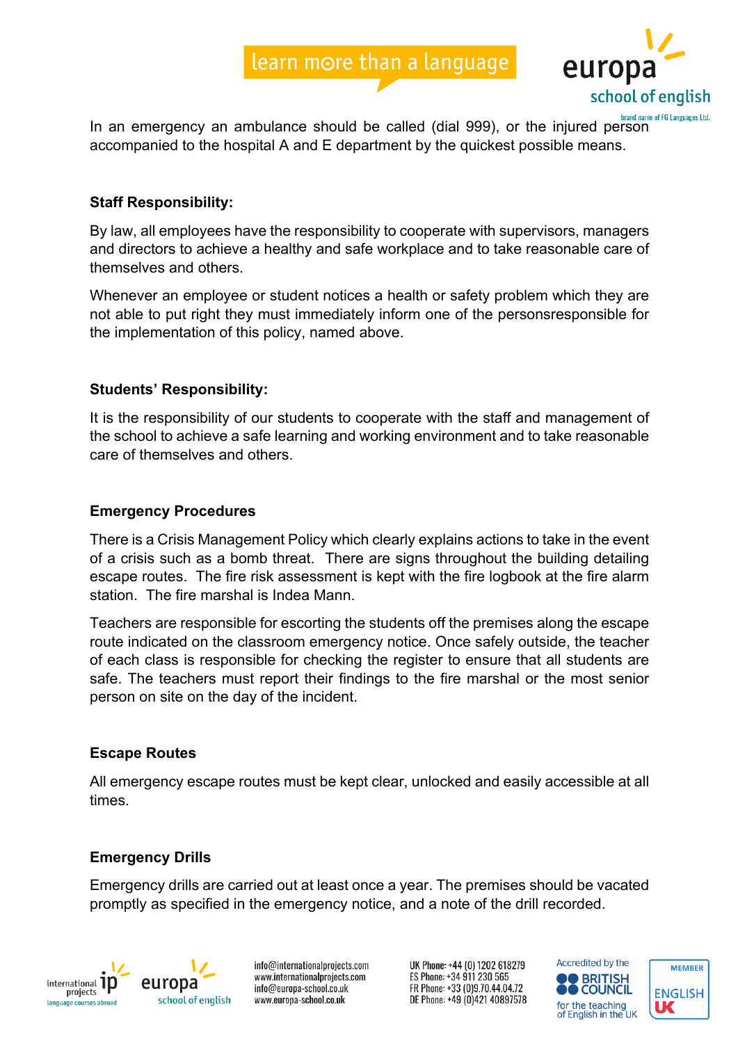In an emergency an ambulance should be called (dial 999), or the injured person accompanied to the hospital A and E department by the quickest possible means.

**Staff Responsibility:**

By law, all employees have the responsibility to cooperate with supervisors, managers and directors to achieve a healthy and safe workplace and to take reasonable care of themselves and others.

Whenever an employee or student notices a health or safety problem which they are not able to put right they must immediately inform one of the personsresponsible for the implementation of this policy, named above.

**Students' Responsibility:**

It is the responsibility of our students to cooperate with the staff and management of the school to achieve a safe learning and working environment and to take reasonable care of themselves and others.

**Emergency Procedures**

There is a Crisis Management Policy which clearly explains actions to take in the event of a crisis such as a bomb threat. There are signs throughout the building detailing escape routes. The fire risk assessment is kept with the fire logbook at the fire alarm station. The fire marshal is Indea Mann.

Teachers are responsible for escorting the students off the premises along the escape route indicated on the classroom emergency notice. Once safely outside, the teacher of each class is responsible for checking the register to ensure that all students are safe. The teachers must report their findings to the fire marshal or the most senior person on site on the day of the incident.

**Escape Routes**

All emergency escape routes must be kept clear, unlocked and easily accessible at all times.

**Emergency Drills**

Emergency drills are carried out at least once a year. The premises should be vacated promptly as specified in the emergency notice, and a note of the drill recorded.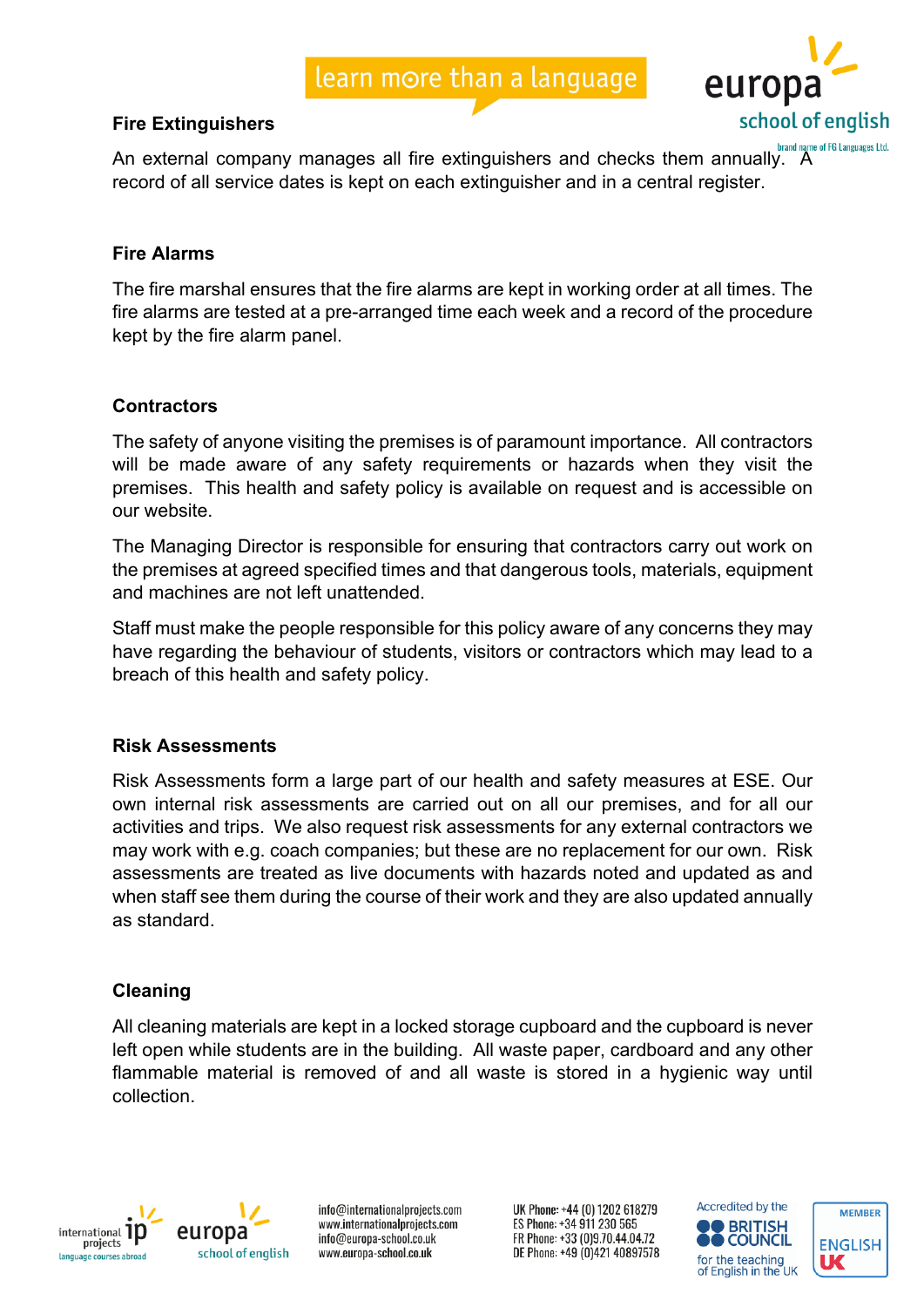### Fire Extinguishers

An external company manages all fire extinguishers and checks them annually. A record of all service dates is kept on each extinguisher and in a central register.

### Fire Alarms

The fire marshal ensures that the fire alarms are kept in working order at all times. The fire alarms are tested at a pre-arranged time each week and a record of the procedure kept by the fire alarm panel.

### Contractors

The safety of anyone visiting the premises is of paramount importance. All contractors will be made aware of any safety requirements or hazards when they visit the premises. This health and safety policy is available on request and is accessible on our website.

The Managing Director is responsible for ensuring that contractors carry out work on the premises at agreed specified times and that dangerous tools, materials, equipment and machines are not left unattended.

Staff must make the people responsible for this policy aware of any concerns they may have regarding the behaviour of students, visitors or contractors which may lead to a breach of this health and safety policy.

### Risk Assessments

Risk Assessments form a large part of our health and safety measures at ESE. Our own internal risk assessments are carried out on all our premises, and for all our activities and trips. We also request risk assessments for any external contractors we may work with e.g. coach companies; but these are no replacement for our own. Risk assessments are treated as live documents with hazards noted and updated as and when staff see them during the course of their work and they are also updated annually as standard.

### Cleaning

All cleaning materials are kept in a locked storage cupboard and the cupboard is never left open while students are in the building. All waste paper, cardboard and any other flammable material is removed of and all waste is stored in a hygienic way until collection.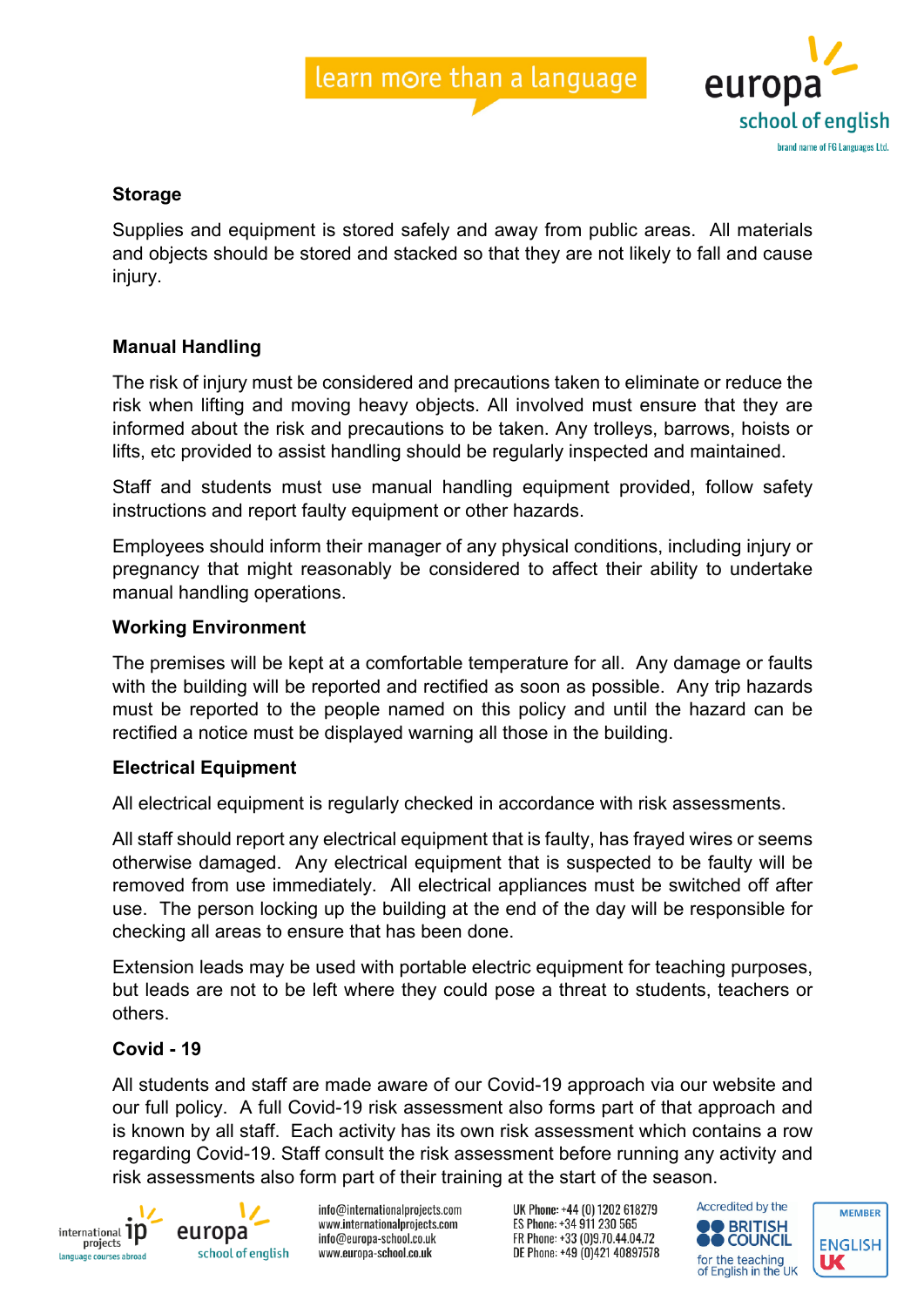## Storage

Supplies and equipment is stored safely and away from public areas. All materials and objects should be stored and stacked so that they are not likely to fall and cause injury.

## Manual Handling

The risk of injury must be considered and precautions taken to eliminate or reduce the risk when lifting and moving heavy objects. All involved must ensure that they are informed about the risk and precautions to be taken. Any trolleys, barrows, hoists or lifts, etc provided to assist handling should be regularly inspected and maintained.

Staff and students must use manual handling equipment provided, follow safety instructions and report faulty equipment or other hazards.

Employees should inform their manager of any physical conditions, including injury or pregnancy that might reasonably be considered to affect their ability to undertake manual handling operations.

## Working Environment

The premises will be kept at a comfortable temperature for all. Any damage or faults with the building will be reported and rectified as soon as possible. Any trip hazards must be reported to the people named on this policy and until the hazard can be rectified a notice must be displayed warning all those in the building.

## Electrical Equipment

All electrical equipment is regularly checked in accordance with risk assessments.

All staff should report any electrical equipment that is faulty, has frayed wires or seems otherwise damaged. Any electrical equipment that is suspected to be faulty will be removed from use immediately. All electrical appliances must be switched off after use. The person locking up the building at the end of the day will be responsible for checking all areas to ensure that has been done.

Extension leads may be used with portable electric equipment for teaching purposes, but leads are not to be left where they could pose a threat to students, teachers or others.

## Covid - 19

All students and staff are made aware of our Covid-19 approach via our website and our full policy. A full Covid-19 risk assessment also forms part of that approach and is known by all staff. Each activity has its own risk assessment which contains a row regarding Covid-19. Staff consult the risk assessment before running any activity and risk assessments also form part of their training at the start of the season.